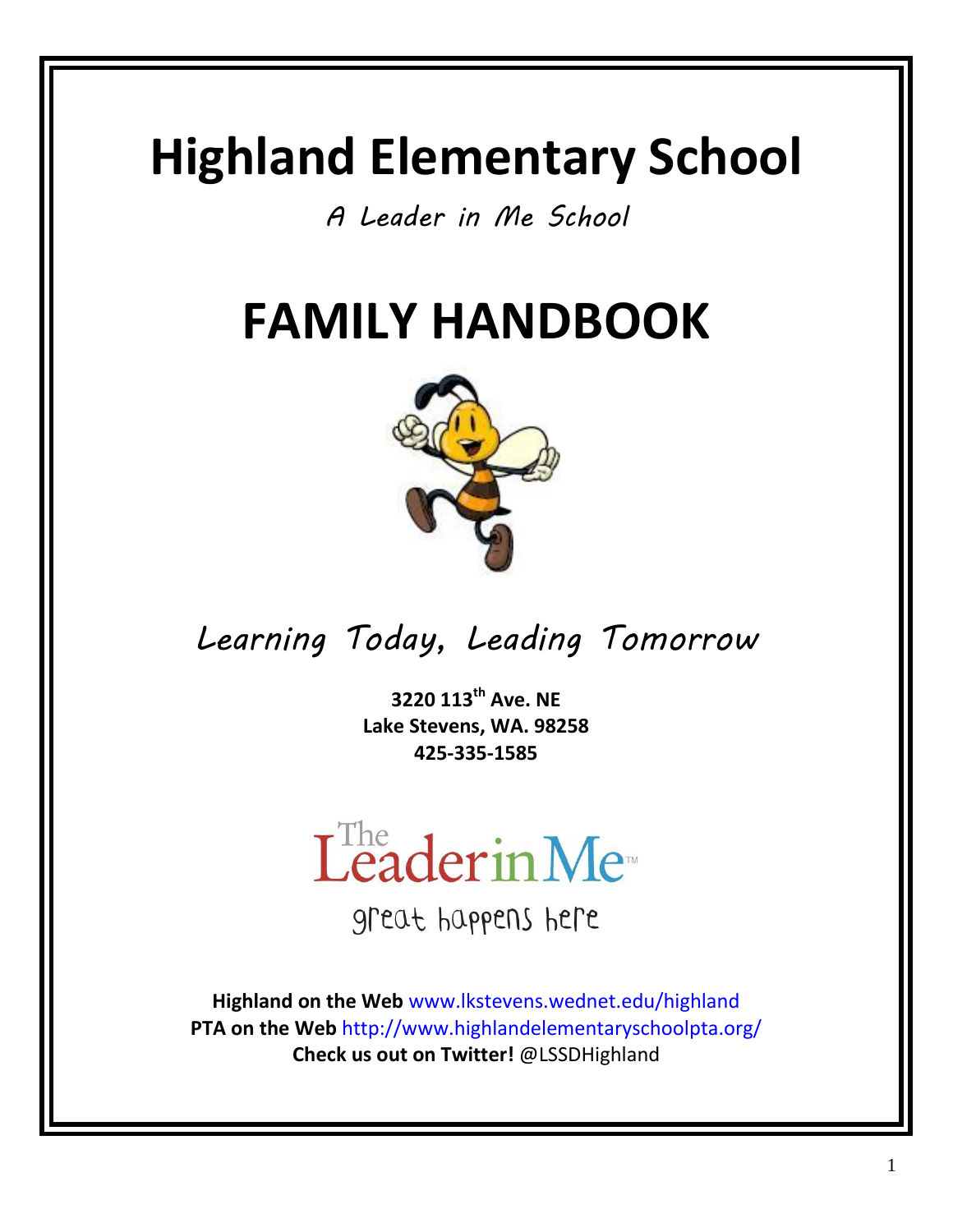# Highland Elementary School

*A Leader in Me School*

# FAMILY HANDBOOK

*Learning Today, Leading Tomorrow*

**3220 113th Ave. NE**
**Lake Stevens, WA. 98258**
**425-335-1585**

The Leader in Me™

great happens here

**Highland on the Web** www.lkstevens.wednet.edu/highland
**PTA on the Web** http://www.highlandelementaryschoolpta.org/
**Check us out on Twitter!** @LSSDHighland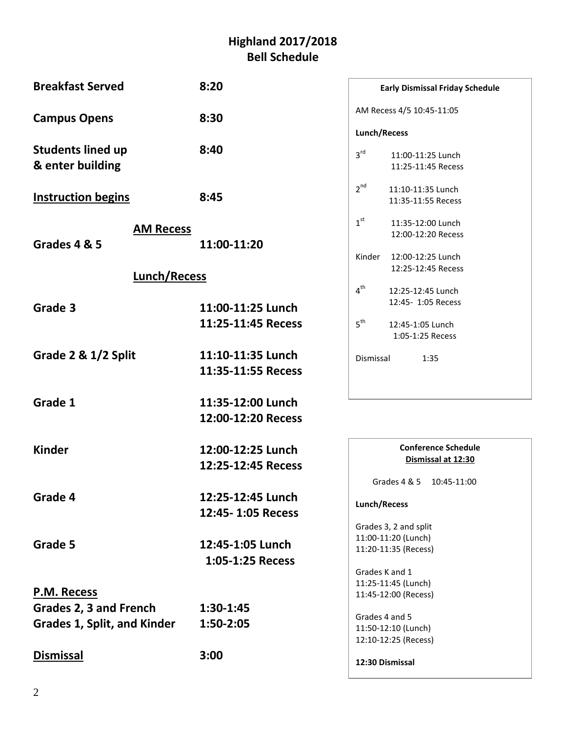# Highland 2017/2018
# Bell Schedule

**Breakfast Served** **8:20**

**Campus Opens** **8:30**

**Students lined up & enter building** **8:40**

**<u>Instruction begins</u>** **8:45**

**<u>AM Recess</u>**

**Grades 4 & 5** **11:00-11:20**

**<u>Lunch/Recess</u>**

| | |
|---|---|
| **Grade 3** | **11:00-11:25 Lunch**<br>**11:25-11:45 Recess** |
| **Grade 2 & 1/2 Split** | **11:10-11:35 Lunch**<br>**11:35-11:55 Recess** |
| **Grade 1** | **11:35-12:00 Lunch**<br>**12:00-12:20 Recess** |
| **Kinder** | **12:00-12:25 Lunch**<br>**12:25-12:45 Recess** |
| **Grade 4** | **12:25-12:45 Lunch**<br>**12:45- 1:05 Recess** |
| **Grade 5** | **12:45-1:05 Lunch**<br>**1:05-1:25 Recess** |

**<u>P.M. Recess</u>**

**Grades 2, 3 and French** **1:30-1:45**

**Grades 1, Split, and Kinder** **1:50-2:05**

**<u>Dismissal</u>** **3:00**

**Early Dismissal Friday Schedule**

AM Recess 4/5 10:45-11:05

**Lunch/Recess**

| | |
|---|---|
| 3rd | 11:00-11:25 Lunch<br>11:25-11:45 Recess |
| 2nd | 11:10-11:35 Lunch<br>11:35-11:55 Recess |
| 1st | 11:35-12:00 Lunch<br>12:00-12:20 Recess |
| Kinder | 12:00-12:25 Lunch<br>12:25-12:45 Recess |
| 4th | 12:25-12:45 Lunch<br>12:45- 1:05 Recess |
| 5th | 12:45-1:05 Lunch<br>1:05-1:25 Recess |

Dismissal 1:35

**Conference Schedule**
**<u>Dismissal at 12:30</u>**

Grades 4 & 5 10:45-11:00

**Lunch/Recess**

Grades 3, 2 and split
11:00-11:20 (Lunch)
11:20-11:35 (Recess)

Grades K and 1
11:25-11:45 (Lunch)
11:45-12:00 (Recess)

Grades 4 and 5
11:50-12:10 (Lunch)
12:10-12:25 (Recess)

**12:30 Dismissal**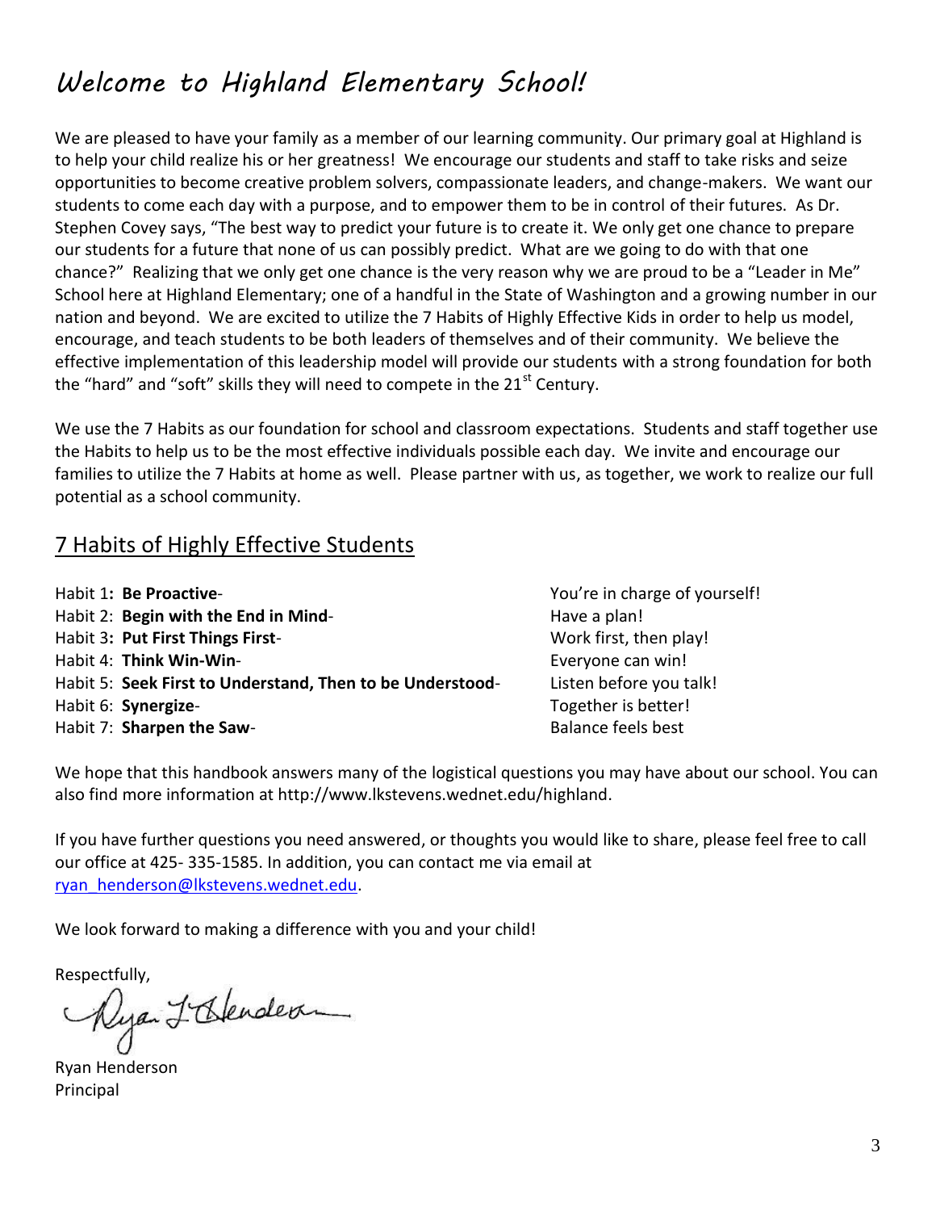# *Welcome to Highland Elementary School!*

We are pleased to have your family as a member of our learning community. Our primary goal at Highland is to help your child realize his or her greatness! We encourage our students and staff to take risks and seize opportunities to become creative problem solvers, compassionate leaders, and change-makers. We want our students to come each day with a purpose, and to empower them to be in control of their futures. As Dr. Stephen Covey says, "The best way to predict your future is to create it. We only get one chance to prepare our students for a future that none of us can possibly predict. What are we going to do with that one chance?" Realizing that we only get one chance is the very reason why we are proud to be a "Leader in Me" School here at Highland Elementary; one of a handful in the State of Washington and a growing number in our nation and beyond. We are excited to utilize the 7 Habits of Highly Effective Kids in order to help us model, encourage, and teach students to be both leaders of themselves and of their community. We believe the effective implementation of this leadership model will provide our students with a strong foundation for both the "hard" and "soft" skills they will need to compete in the 21st Century.

We use the 7 Habits as our foundation for school and classroom expectations. Students and staff together use the Habits to help us to be the most effective individuals possible each day. We invite and encourage our families to utilize the 7 Habits at home as well. Please partner with us, as together, we work to realize our full potential as a school community.

## 7 Habits of Highly Effective Students

| | |
|---|---|
| Habit 1: **Be Proactive**- | You're in charge of yourself! |
| Habit 2: **Begin with the End in Mind**- | Have a plan! |
| Habit 3: **Put First Things First**- | Work first, then play! |
| Habit 4: **Think Win-Win**- | Everyone can win! |
| Habit 5: **Seek First to Understand, Then to be Understood**- | Listen before you talk! |
| Habit 6: **Synergize**- | Together is better! |
| Habit 7: **Sharpen the Saw**- | Balance feels best |

We hope that this handbook answers many of the logistical questions you may have about our school. You can also find more information at http://www.lkstevens.wednet.edu/highland.

If you have further questions you need answered, or thoughts you would like to share, please feel free to call our office at 425- 335-1585. In addition, you can contact me via email at ryan_henderson@lkstevens.wednet.edu.

We look forward to making a difference with you and your child!

Respectfully,

Ryan Henderson
Principal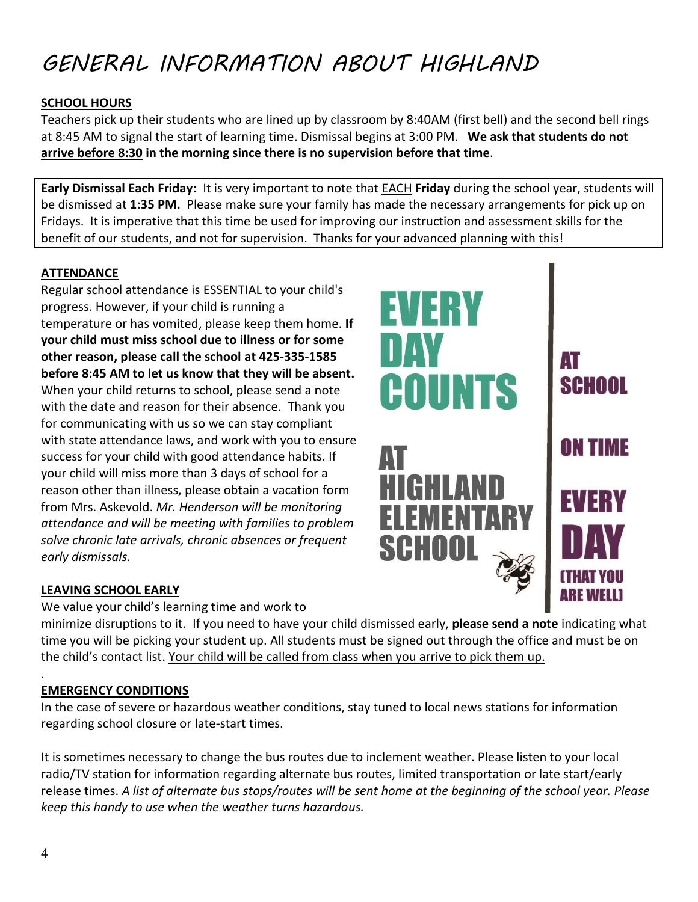# GENERAL INFORMATION ABOUT HIGHLAND

**SCHOOL HOURS**

Teachers pick up their students who are lined up by classroom by 8:40AM (first bell) and the second bell rings at 8:45 AM to signal the start of learning time. Dismissal begins at 3:00 PM. **We ask that students do not arrive before 8:30 in the morning since there is no supervision before that time**.

**Early Dismissal Each Friday:** It is very important to note that EACH **Friday** during the school year, students will be dismissed at **1:35 PM.** Please make sure your family has made the necessary arrangements for pick up on Fridays. It is imperative that this time be used for improving our instruction and assessment skills for the benefit of our students, and not for supervision. Thanks for your advanced planning with this!

**ATTENDANCE**

Regular school attendance is ESSENTIAL to your child's progress. However, if your child is running a temperature or has vomited, please keep them home. **If your child must miss school due to illness or for some other reason, please call the school at 425-335-1585 before 8:45 AM to let us know that they will be absent.** When your child returns to school, please send a note with the date and reason for their absence. Thank you for communicating with us so we can stay compliant with state attendance laws, and work with you to ensure success for your child with good attendance habits. If your child will miss more than 3 days of school for a reason other than illness, please obtain a vacation form from Mrs. Askevold. *Mr. Henderson will be monitoring attendance and will be meeting with families to problem solve chronic late arrivals, chronic absences or frequent early dismissals.*

EVERY DAY COUNTS AT HIGHLAND ELEMENTARY SCHOOL

AT SCHOOL ON TIME EVERY DAY (THAT YOU ARE WELL)

**LEAVING SCHOOL EARLY**

We value your child's learning time and work to minimize disruptions to it. If you need to have your child dismissed early, **please send a note** indicating what time you will be picking your student up. All students must be signed out through the office and must be on the child's contact list. Your child will be called from class when you arrive to pick them up.

**EMERGENCY CONDITIONS**

In the case of severe or hazardous weather conditions, stay tuned to local news stations for information regarding school closure or late-start times.

It is sometimes necessary to change the bus routes due to inclement weather. Please listen to your local radio/TV station for information regarding alternate bus routes, limited transportation or late start/early release times. *A list of alternate bus stops/routes will be sent home at the beginning of the school year. Please keep this handy to use when the weather turns hazardous.*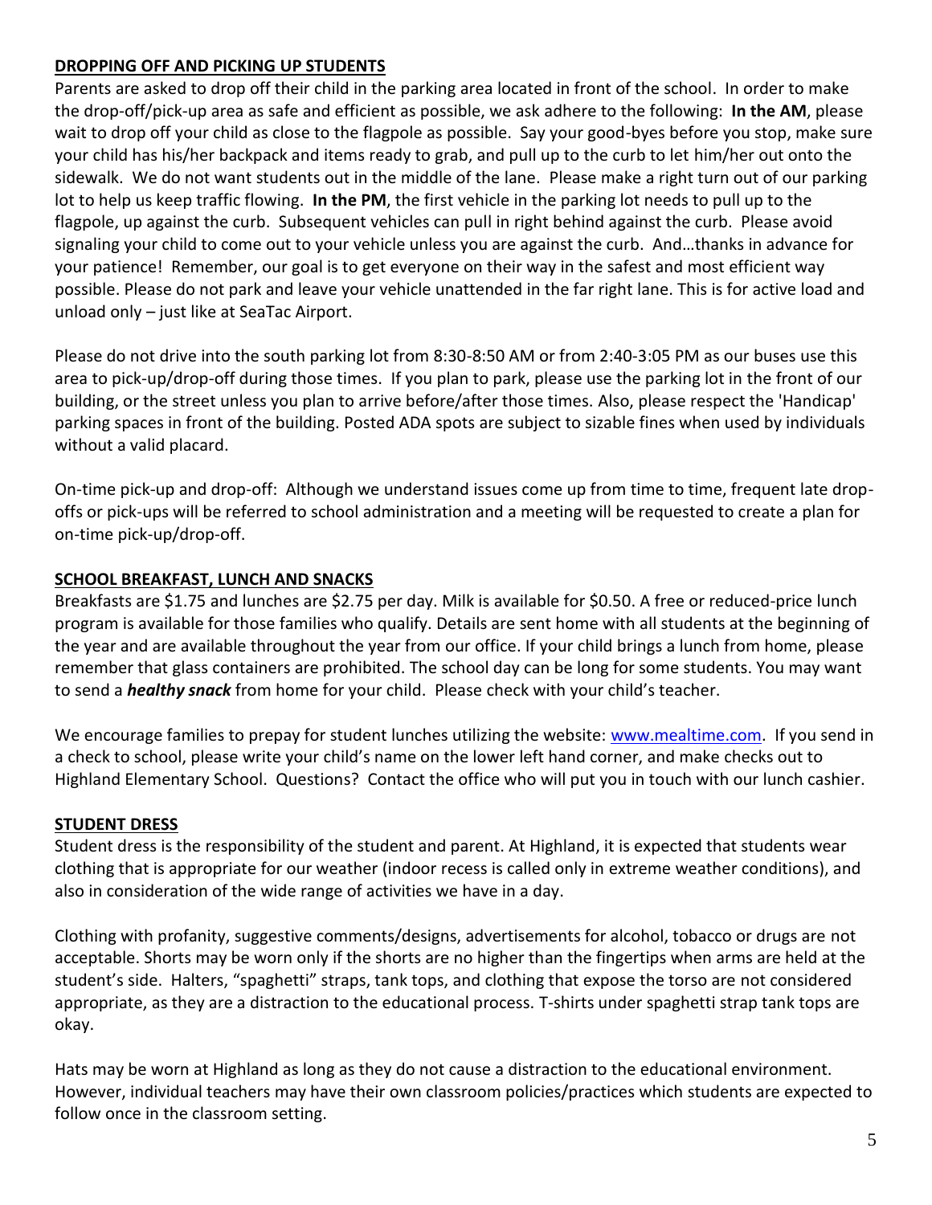## DROPPING OFF AND PICKING UP STUDENTS

Parents are asked to drop off their child in the parking area located in front of the school. In order to make the drop-off/pick-up area as safe and efficient as possible, we ask adhere to the following: **In the AM**, please wait to drop off your child as close to the flagpole as possible. Say your good-byes before you stop, make sure your child has his/her backpack and items ready to grab, and pull up to the curb to let him/her out onto the sidewalk. We do not want students out in the middle of the lane. Please make a right turn out of our parking lot to help us keep traffic flowing. **In the PM**, the first vehicle in the parking lot needs to pull up to the flagpole, up against the curb. Subsequent vehicles can pull in right behind against the curb. Please avoid signaling your child to come out to your vehicle unless you are against the curb. And…thanks in advance for your patience! Remember, our goal is to get everyone on their way in the safest and most efficient way possible. Please do not park and leave your vehicle unattended in the far right lane. This is for active load and unload only – just like at SeaTac Airport.

Please do not drive into the south parking lot from 8:30-8:50 AM or from 2:40-3:05 PM as our buses use this area to pick-up/drop-off during those times. If you plan to park, please use the parking lot in the front of our building, or the street unless you plan to arrive before/after those times. Also, please respect the 'Handicap' parking spaces in front of the building. Posted ADA spots are subject to sizable fines when used by individuals without a valid placard.

On-time pick-up and drop-off: Although we understand issues come up from time to time, frequent late drop-offs or pick-ups will be referred to school administration and a meeting will be requested to create a plan for on-time pick-up/drop-off.

## SCHOOL BREAKFAST, LUNCH AND SNACKS

Breakfasts are $1.75 and lunches are $2.75 per day. Milk is available for $0.50. A free or reduced-price lunch program is available for those families who qualify. Details are sent home with all students at the beginning of the year and are available throughout the year from our office. If your child brings a lunch from home, please remember that glass containers are prohibited. The school day can be long for some students. You may want to send a ***healthy snack*** from home for your child. Please check with your child's teacher.

We encourage families to prepay for student lunches utilizing the website: www.mealtime.com. If you send in a check to school, please write your child's name on the lower left hand corner, and make checks out to Highland Elementary School. Questions? Contact the office who will put you in touch with our lunch cashier.

## STUDENT DRESS

Student dress is the responsibility of the student and parent. At Highland, it is expected that students wear clothing that is appropriate for our weather (indoor recess is called only in extreme weather conditions), and also in consideration of the wide range of activities we have in a day.

Clothing with profanity, suggestive comments/designs, advertisements for alcohol, tobacco or drugs are not acceptable. Shorts may be worn only if the shorts are no higher than the fingertips when arms are held at the student's side. Halters, "spaghetti" straps, tank tops, and clothing that expose the torso are not considered appropriate, as they are a distraction to the educational process. T-shirts under spaghetti strap tank tops are okay.

Hats may be worn at Highland as long as they do not cause a distraction to the educational environment. However, individual teachers may have their own classroom policies/practices which students are expected to follow once in the classroom setting.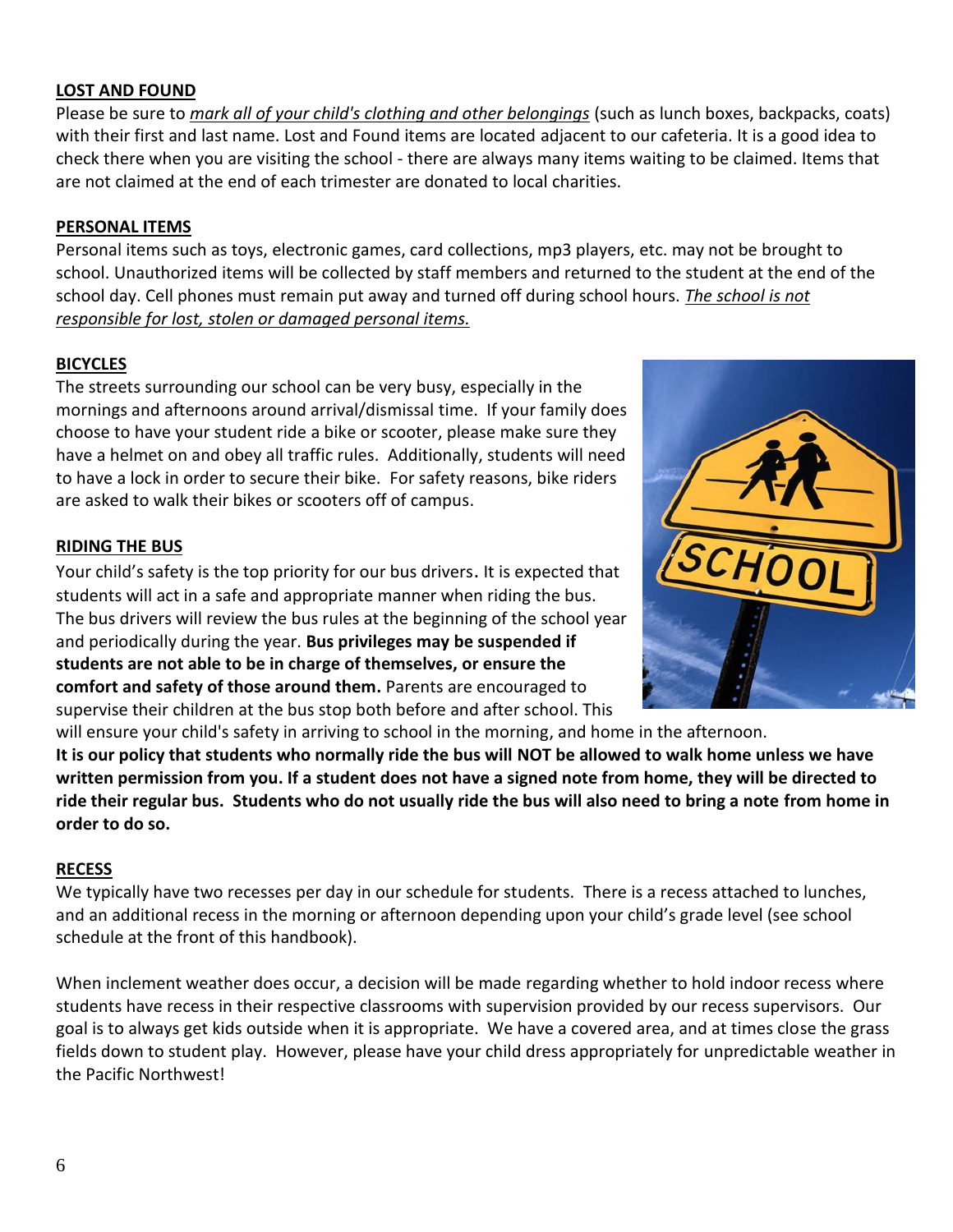## LOST AND FOUND

Please be sure to *mark all of your child's clothing and other belongings* (such as lunch boxes, backpacks, coats) with their first and last name. Lost and Found items are located adjacent to our cafeteria. It is a good idea to check there when you are visiting the school - there are always many items waiting to be claimed. Items that are not claimed at the end of each trimester are donated to local charities.

## PERSONAL ITEMS

Personal items such as toys, electronic games, card collections, mp3 players, etc. may not be brought to school. Unauthorized items will be collected by staff members and returned to the student at the end of the school day. Cell phones must remain put away and turned off during school hours. *The school is not responsible for lost, stolen or damaged personal items.*

## BICYCLES

The streets surrounding our school can be very busy, especially in the mornings and afternoons around arrival/dismissal time. If your family does choose to have your student ride a bike or scooter, please make sure they have a helmet on and obey all traffic rules. Additionally, students will need to have a lock in order to secure their bike. For safety reasons, bike riders are asked to walk their bikes or scooters off of campus.

## RIDING THE BUS

Your child's safety is the top priority for our bus drivers. It is expected that students will act in a safe and appropriate manner when riding the bus. The bus drivers will review the bus rules at the beginning of the school year and periodically during the year. **Bus privileges may be suspended if students are not able to be in charge of themselves, or ensure the comfort and safety of those around them.** Parents are encouraged to supervise their children at the bus stop both before and after school. This will ensure your child's safety in arriving to school in the morning, and home in the afternoon.

**It is our policy that students who normally ride the bus will NOT be allowed to walk home unless we have written permission from you. If a student does not have a signed note from home, they will be directed to ride their regular bus. Students who do not usually ride the bus will also need to bring a note from home in order to do so.**

## RECESS

We typically have two recesses per day in our schedule for students. There is a recess attached to lunches, and an additional recess in the morning or afternoon depending upon your child's grade level (see school schedule at the front of this handbook).

When inclement weather does occur, a decision will be made regarding whether to hold indoor recess where students have recess in their respective classrooms with supervision provided by our recess supervisors. Our goal is to always get kids outside when it is appropriate. We have a covered area, and at times close the grass fields down to student play. However, please have your child dress appropriately for unpredictable weather in the Pacific Northwest!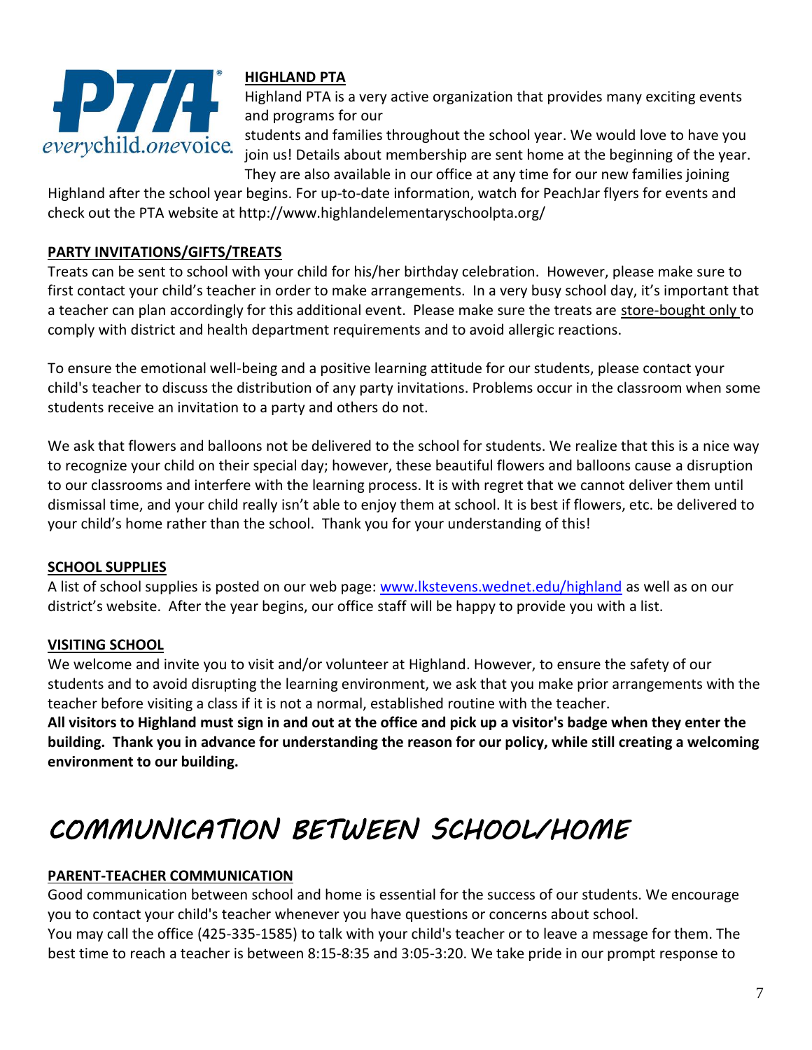**HIGHLAND PTA**

Highland PTA is a very active organization that provides many exciting events and programs for our students and families throughout the school year. We would love to have you join us! Details about membership are sent home at the beginning of the year. They are also available in our office at any time for our new families joining Highland after the school year begins. For up-to-date information, watch for PeachJar flyers for events and check out the PTA website at http://www.highlandelementaryschoolpta.org/

**PARTY INVITATIONS/GIFTS/TREATS**

Treats can be sent to school with your child for his/her birthday celebration. However, please make sure to first contact your child's teacher in order to make arrangements. In a very busy school day, it's important that a teacher can plan accordingly for this additional event. Please make sure the treats are store-bought only to comply with district and health department requirements and to avoid allergic reactions.

To ensure the emotional well-being and a positive learning attitude for our students, please contact your child's teacher to discuss the distribution of any party invitations. Problems occur in the classroom when some students receive an invitation to a party and others do not.

We ask that flowers and balloons not be delivered to the school for students. We realize that this is a nice way to recognize your child on their special day; however, these beautiful flowers and balloons cause a disruption to our classrooms and interfere with the learning process. It is with regret that we cannot deliver them until dismissal time, and your child really isn't able to enjoy them at school. It is best if flowers, etc. be delivered to your child's home rather than the school. Thank you for your understanding of this!

**SCHOOL SUPPLIES**

A list of school supplies is posted on our web page: [www.lkstevens.wednet.edu/highland](http://www.lkstevens.wednet.edu/highland) as well as on our district's website. After the year begins, our office staff will be happy to provide you with a list.

**VISITING SCHOOL**

We welcome and invite you to visit and/or volunteer at Highland. However, to ensure the safety of our students and to avoid disrupting the learning environment, we ask that you make prior arrangements with the teacher before visiting a class if it is not a normal, established routine with the teacher.

**All visitors to Highland must sign in and out at the office and pick up a visitor's badge when they enter the building. Thank you in advance for understanding the reason for our policy, while still creating a welcoming environment to our building.**

# COMMUNICATION BETWEEN SCHOOL/HOME

**PARENT-TEACHER COMMUNICATION**

Good communication between school and home is essential for the success of our students. We encourage you to contact your child's teacher whenever you have questions or concerns about school.

You may call the office (425-335-1585) to talk with your child's teacher or to leave a message for them. The best time to reach a teacher is between 8:15-8:35 and 3:05-3:20. We take pride in our prompt response to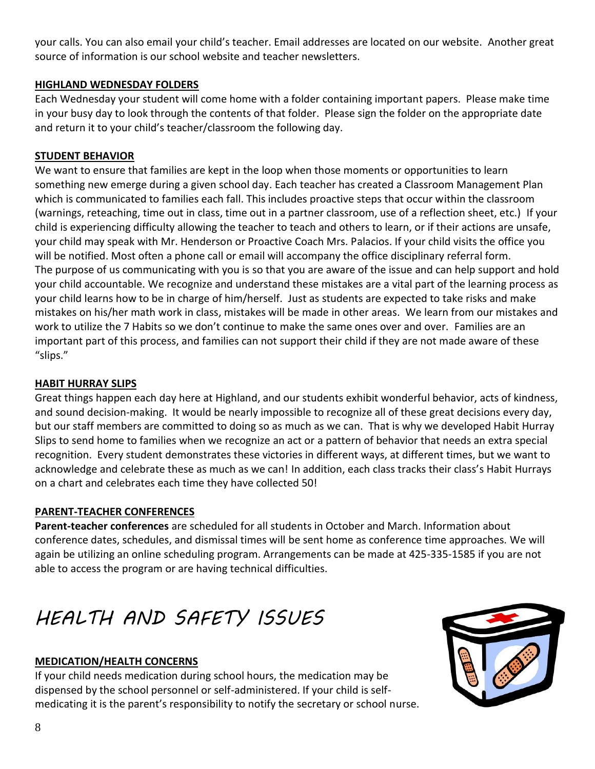your calls. You can also email your child's teacher. Email addresses are located on our website. Another great source of information is our school website and teacher newsletters.

## HIGHLAND WEDNESDAY FOLDERS

Each Wednesday your student will come home with a folder containing important papers. Please make time in your busy day to look through the contents of that folder. Please sign the folder on the appropriate date and return it to your child's teacher/classroom the following day.

## STUDENT BEHAVIOR

We want to ensure that families are kept in the loop when those moments or opportunities to learn something new emerge during a given school day. Each teacher has created a Classroom Management Plan which is communicated to families each fall. This includes proactive steps that occur within the classroom (warnings, reteaching, time out in class, time out in a partner classroom, use of a reflection sheet, etc.) If your child is experiencing difficulty allowing the teacher to teach and others to learn, or if their actions are unsafe, your child may speak with Mr. Henderson or Proactive Coach Mrs. Palacios. If your child visits the office you will be notified. Most often a phone call or email will accompany the office disciplinary referral form.
The purpose of us communicating with you is so that you are aware of the issue and can help support and hold your child accountable. We recognize and understand these mistakes are a vital part of the learning process as your child learns how to be in charge of him/herself. Just as students are expected to take risks and make mistakes on his/her math work in class, mistakes will be made in other areas. We learn from our mistakes and work to utilize the 7 Habits so we don't continue to make the same ones over and over. Families are an important part of this process, and families can not support their child if they are not made aware of these "slips."

## HABIT HURRAY SLIPS

Great things happen each day here at Highland, and our students exhibit wonderful behavior, acts of kindness, and sound decision-making. It would be nearly impossible to recognize all of these great decisions every day, but our staff members are committed to doing so as much as we can. That is why we developed Habit Hurray Slips to send home to families when we recognize an act or a pattern of behavior that needs an extra special recognition. Every student demonstrates these victories in different ways, at different times, but we want to acknowledge and celebrate these as much as we can! In addition, each class tracks their class's Habit Hurrays on a chart and celebrates each time they have collected 50!

## PARENT-TEACHER CONFERENCES

**Parent-teacher conferences** are scheduled for all students in October and March. Information about conference dates, schedules, and dismissal times will be sent home as conference time approaches. We will again be utilizing an online scheduling program. Arrangements can be made at 425-335-1585 if you are not able to access the program or are having technical difficulties.

# HEALTH AND SAFETY ISSUES

## MEDICATION/HEALTH CONCERNS

If your child needs medication during school hours, the medication may be dispensed by the school personnel or self-administered. If your child is self-medicating it is the parent's responsibility to notify the secretary or school nurse.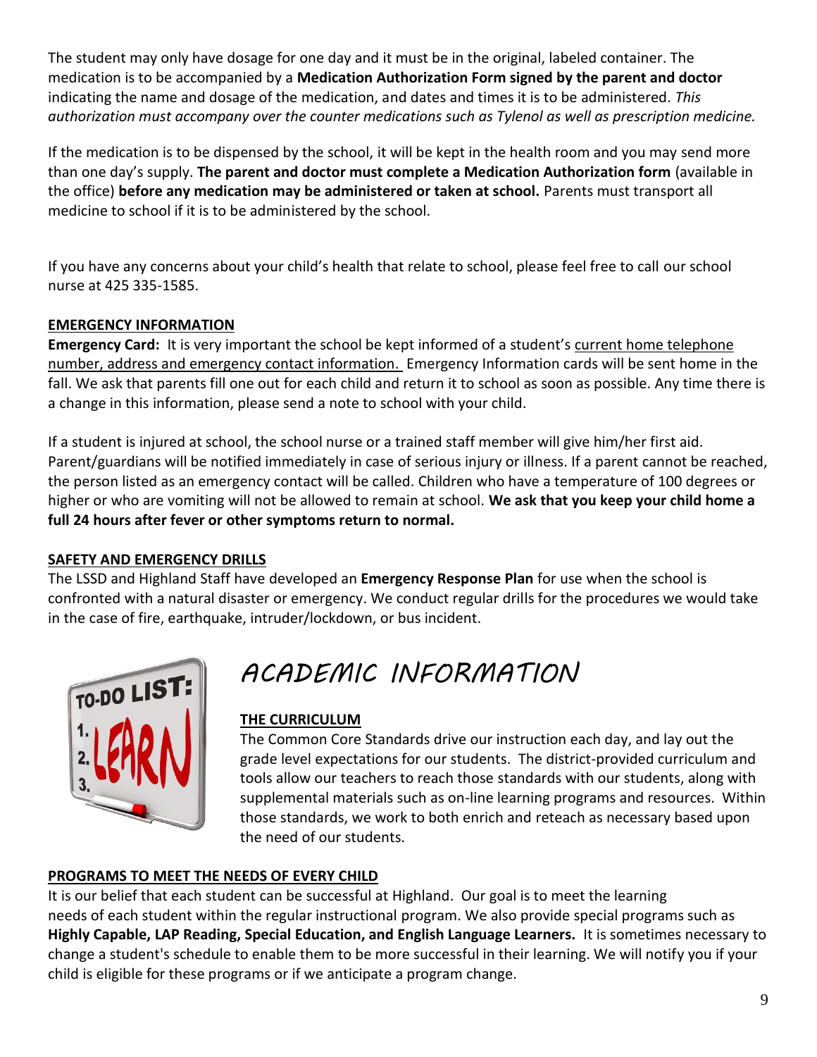The student may only have dosage for one day and it must be in the original, labeled container. The medication is to be accompanied by a **Medication Authorization Form signed by the parent and doctor** indicating the name and dosage of the medication, and dates and times it is to be administered. *This authorization must accompany over the counter medications such as Tylenol as well as prescription medicine.*

If the medication is to be dispensed by the school, it will be kept in the health room and you may send more than one day's supply. **The parent and doctor must complete a Medication Authorization form** (available in the office) **before any medication may be administered or taken at school.** Parents must transport all medicine to school if it is to be administered by the school.

If you have any concerns about your child's health that relate to school, please feel free to call our school nurse at 425 335-1585.

### EMERGENCY INFORMATION

**Emergency Card:** It is very important the school be kept informed of a student's current home telephone number, address and emergency contact information. Emergency Information cards will be sent home in the fall. We ask that parents fill one out for each child and return it to school as soon as possible. Any time there is a change in this information, please send a note to school with your child.

If a student is injured at school, the school nurse or a trained staff member will give him/her first aid. Parent/guardians will be notified immediately in case of serious injury or illness. If a parent cannot be reached, the person listed as an emergency contact will be called. Children who have a temperature of 100 degrees or higher or who are vomiting will not be allowed to remain at school. **We ask that you keep your child home a full 24 hours after fever or other symptoms return to normal.**

### SAFETY AND EMERGENCY DRILLS

The LSSD and Highland Staff have developed an **Emergency Response Plan** for use when the school is confronted with a natural disaster or emergency. We conduct regular drills for the procedures we would take in the case of fire, earthquake, intruder/lockdown, or bus incident.

# ACADEMIC INFORMATION

### THE CURRICULUM

The Common Core Standards drive our instruction each day, and lay out the grade level expectations for our students. The district-provided curriculum and tools allow our teachers to reach those standards with our students, along with supplemental materials such as on-line learning programs and resources. Within those standards, we work to both enrich and reteach as necessary based upon the need of our students.

### PROGRAMS TO MEET THE NEEDS OF EVERY CHILD

It is our belief that each student can be successful at Highland. Our goal is to meet the learning needs of each student within the regular instructional program. We also provide special programs such as **Highly Capable, LAP Reading, Special Education, and English Language Learners.** It is sometimes necessary to change a student's schedule to enable them to be more successful in their learning. We will notify you if your child is eligible for these programs or if we anticipate a program change.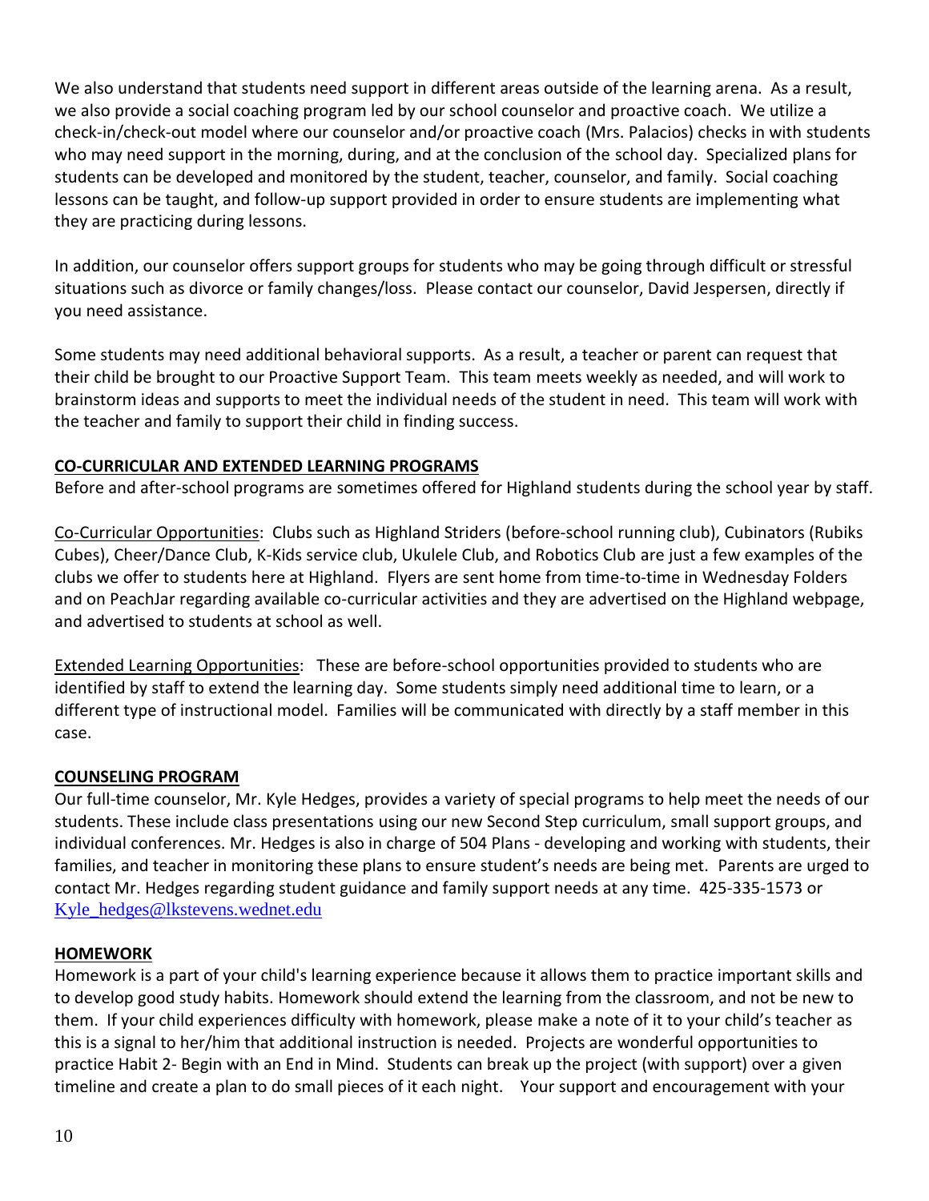We also understand that students need support in different areas outside of the learning arena. As a result, we also provide a social coaching program led by our school counselor and proactive coach. We utilize a check-in/check-out model where our counselor and/or proactive coach (Mrs. Palacios) checks in with students who may need support in the morning, during, and at the conclusion of the school day. Specialized plans for students can be developed and monitored by the student, teacher, counselor, and family. Social coaching lessons can be taught, and follow-up support provided in order to ensure students are implementing what they are practicing during lessons.

In addition, our counselor offers support groups for students who may be going through difficult or stressful situations such as divorce or family changes/loss. Please contact our counselor, David Jespersen, directly if you need assistance.

Some students may need additional behavioral supports. As a result, a teacher or parent can request that their child be brought to our Proactive Support Team. This team meets weekly as needed, and will work to brainstorm ideas and supports to meet the individual needs of the student in need. This team will work with the teacher and family to support their child in finding success.

**CO-CURRICULAR AND EXTENDED LEARNING PROGRAMS**

Before and after-school programs are sometimes offered for Highland students during the school year by staff.

Co-Curricular Opportunities: Clubs such as Highland Striders (before-school running club), Cubinators (Rubiks Cubes), Cheer/Dance Club, K-Kids service club, Ukulele Club, and Robotics Club are just a few examples of the clubs we offer to students here at Highland. Flyers are sent home from time-to-time in Wednesday Folders and on PeachJar regarding available co-curricular activities and they are advertised on the Highland webpage, and advertised to students at school as well.

Extended Learning Opportunities: These are before-school opportunities provided to students who are identified by staff to extend the learning day. Some students simply need additional time to learn, or a different type of instructional model. Families will be communicated with directly by a staff member in this case.

**COUNSELING PROGRAM**

Our full-time counselor, Mr. Kyle Hedges, provides a variety of special programs to help meet the needs of our students. These include class presentations using our new Second Step curriculum, small support groups, and individual conferences. Mr. Hedges is also in charge of 504 Plans - developing and working with students, their families, and teacher in monitoring these plans to ensure student's needs are being met. Parents are urged to contact Mr. Hedges regarding student guidance and family support needs at any time. 425-335-1573 or Kyle_hedges@lkstevens.wednet.edu

**HOMEWORK**

Homework is a part of your child's learning experience because it allows them to practice important skills and to develop good study habits. Homework should extend the learning from the classroom, and not be new to them. If your child experiences difficulty with homework, please make a note of it to your child's teacher as this is a signal to her/him that additional instruction is needed. Projects are wonderful opportunities to practice Habit 2- Begin with an End in Mind. Students can break up the project (with support) over a given timeline and create a plan to do small pieces of it each night. Your support and encouragement with your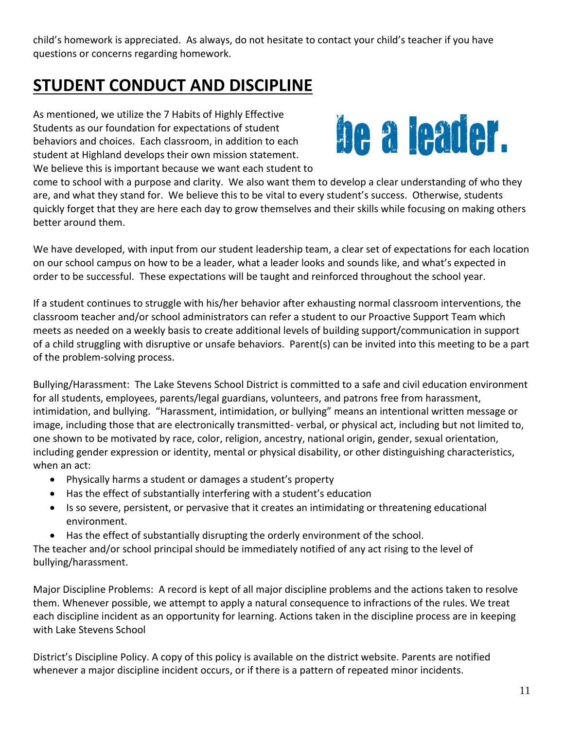child's homework is appreciated. As always, do not hesitate to contact your child's teacher if you have questions or concerns regarding homework.

# STUDENT CONDUCT AND DISCIPLINE

be a leader.

As mentioned, we utilize the 7 Habits of Highly Effective Students as our foundation for expectations of student behaviors and choices. Each classroom, in addition to each student at Highland develops their own mission statement. We believe this is important because we want each student to come to school with a purpose and clarity. We also want them to develop a clear understanding of who they are, and what they stand for. We believe this to be vital to every student's success. Otherwise, students quickly forget that they are here each day to grow themselves and their skills while focusing on making others better around them.

We have developed, with input from our student leadership team, a clear set of expectations for each location on our school campus on how to be a leader, what a leader looks and sounds like, and what's expected in order to be successful. These expectations will be taught and reinforced throughout the school year.

If a student continues to struggle with his/her behavior after exhausting normal classroom interventions, the classroom teacher and/or school administrators can refer a student to our Proactive Support Team which meets as needed on a weekly basis to create additional levels of building support/communication in support of a child struggling with disruptive or unsafe behaviors. Parent(s) can be invited into this meeting to be a part of the problem-solving process.

Bullying/Harassment: The Lake Stevens School District is committed to a safe and civil education environment for all students, employees, parents/legal guardians, volunteers, and patrons free from harassment, intimidation, and bullying. "Harassment, intimidation, or bullying" means an intentional written message or image, including those that are electronically transmitted- verbal, or physical act, including but not limited to, one shown to be motivated by race, color, religion, ancestry, national origin, gender, sexual orientation, including gender expression or identity, mental or physical disability, or other distinguishing characteristics, when an act:

- Physically harms a student or damages a student's property
- Has the effect of substantially interfering with a student's education
- Is so severe, persistent, or pervasive that it creates an intimidating or threatening educational environment.
- Has the effect of substantially disrupting the orderly environment of the school.

The teacher and/or school principal should be immediately notified of any act rising to the level of bullying/harassment.

Major Discipline Problems: A record is kept of all major discipline problems and the actions taken to resolve them. Whenever possible, we attempt to apply a natural consequence to infractions of the rules. We treat each discipline incident as an opportunity for learning. Actions taken in the discipline process are in keeping with Lake Stevens School

District's Discipline Policy. A copy of this policy is available on the district website. Parents are notified whenever a major discipline incident occurs, or if there is a pattern of repeated minor incidents.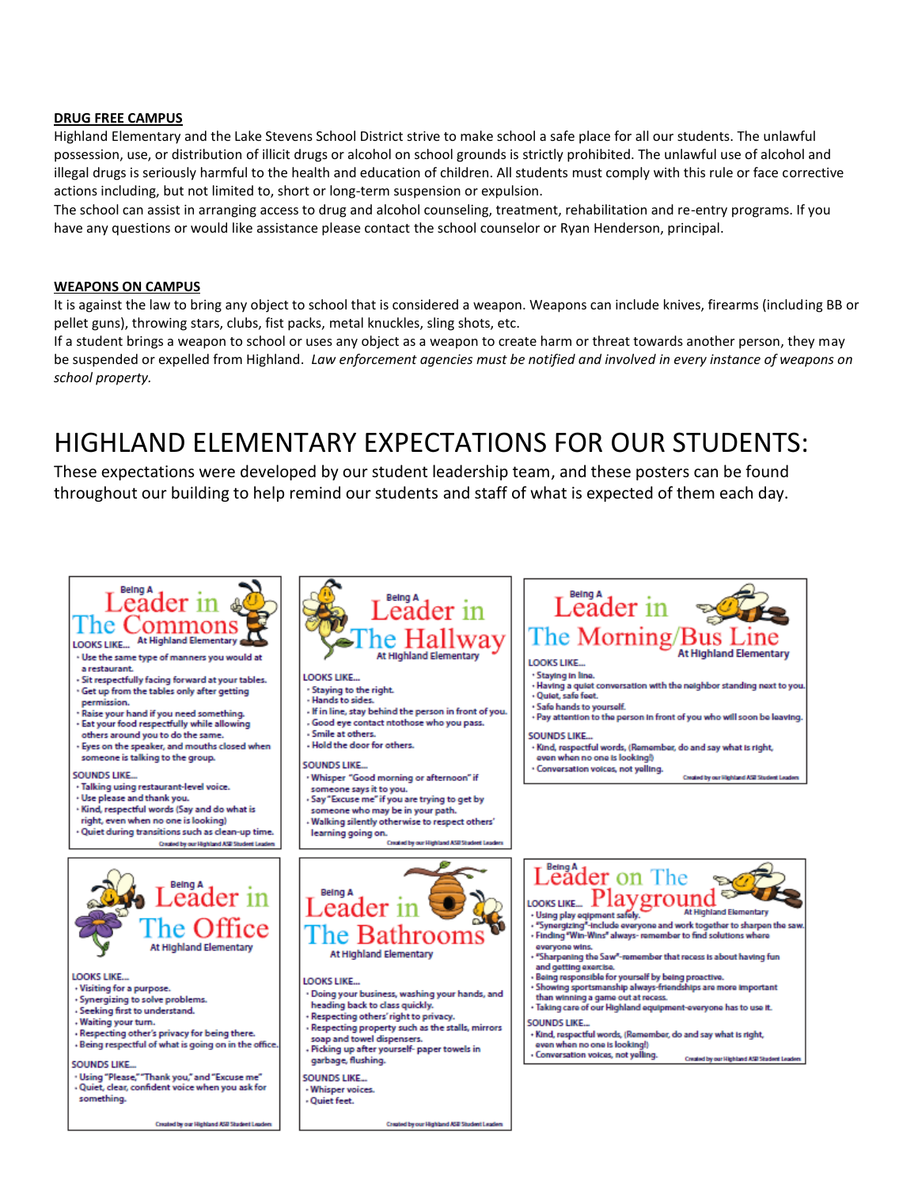**DRUG FREE CAMPUS**

Highland Elementary and the Lake Stevens School District strive to make school a safe place for all our students. The unlawful possession, use, or distribution of illicit drugs or alcohol on school grounds is strictly prohibited. The unlawful use of alcohol and illegal drugs is seriously harmful to the health and education of children. All students must comply with this rule or face corrective actions including, but not limited to, short or long-term suspension or expulsion.

The school can assist in arranging access to drug and alcohol counseling, treatment, rehabilitation and re-entry programs. If you have any questions or would like assistance please contact the school counselor or Ryan Henderson, principal.

**WEAPONS ON CAMPUS**

It is against the law to bring any object to school that is considered a weapon. Weapons can include knives, firearms (including BB or pellet guns), throwing stars, clubs, fist packs, metal knuckles, sling shots, etc.

If a student brings a weapon to school or uses any object as a weapon to create harm or threat towards another person, they may be suspended or expelled from Highland. *Law enforcement agencies must be notified and involved in every instance of weapons on school property.*

# HIGHLAND ELEMENTARY EXPECTATIONS FOR OUR STUDENTS:

These expectations were developed by our student leadership team, and these posters can be found throughout our building to help remind our students and staff of what is expected of them each day.

## Being A Leader in The Commons
At Highland Elementary

LOOKS LIKE...
- Use the same type of manners you would at a restaurant.
- Sit respectfully facing forward at your tables.
- Get up from the tables only after getting permission.
- Raise your hand if you need something.
- Eat your food respectfully while allowing others around you to do the same.
- Eyes on the speaker, and mouths closed when someone is talking to the group.

SOUNDS LIKE...
- Talking using restaurant-level voice.
- Use please and thank you.
- Kind, respectful words (Say and do what is right, even when no one is looking)
- Quiet during transitions such as clean-up time.

Created by our Highland ASB Student Leaders

## Being A Leader in The Hallway
At Highland Elementary

LOOKS LIKE...
- Staying to the right.
- Hands to sides.
- If in line, stay behind the person in front of you.
- Good eye contact ntothose who you pass.
- Smile at others.
- Hold the door for others.

SOUNDS LIKE...
- Whisper "Good morning or afternoon" if someone says it to you.
- Say "Excuse me" if you are trying to get by someone who may be in your path.
- Walking silently otherwise to respect others' learning going on.

Created by our Highland ASB Student Leaders

## Being A Leader in The Morning/Bus Line
At Highland Elementary

LOOKS LIKE...
- Staying in line.
- Having a quiet conversation with the neighbor standing next to you.
- Quiet, safe feet.
- Safe hands to yourself.
- Pay attention to the person in front of you who will soon be leaving.

SOUNDS LIKE...
- Kind, respectful words, (Remember, do and say what is right, even when no one is looking!)
- Conversation voices, not yelling.

Created by our Highland ASB Student Leaders

## Being A Leader in The Office
At Highland Elementary

LOOKS LIKE...
- Visiting for a purpose.
- Synergizing to solve problems.
- Seeking first to understand.
- Waiting your turn.
- Respecting other's privacy for being there.
- Being respectful of what is going on in the office.

SOUNDS LIKE...
- Using "Please," "Thank you," and "Excuse me"
- Quiet, clear, confident voice when you ask for something.

Created by our Highland ASB Student Leaders

## Being A Leader in The Bathrooms
At Highland Elementary

LOOKS LIKE...
- Doing your business, washing your hands, and heading back to class quickly.
- Respecting others' right to privacy.
- Respecting property such as the stalls, mirrors soap and towel dispensers.
- Picking up after yourself- paper towels in garbage, flushing.

SOUNDS LIKE...
- Whisper voices.
- Quiet feet.

Created by our Highland ASB Student Leaders

## Being A Leader on The Playground
At Highland Elementary

LOOKS LIKE...
- Using play eqipment safely.
- "Synergizing"-include everyone and work together to sharpen the saw.
- Finding "Win-Wins" always- remember to find solutions where everyone wins.
- "Sharpening the Saw"-remember that recess is about having fun and getting exercise.
- Being responsible for yourself by being proactive.
- Showing sportsmanship always-friendships are more important than winning a game out at recess.
- Taking care of our Highland equipment-everyone has to use it.

SOUNDS LIKE...
- Kind, respectful words, (Remember, do and say what is right, even when no one is looking!)
- Conversation voices, not yelling.

Created by our Highland ASB Student Leaders